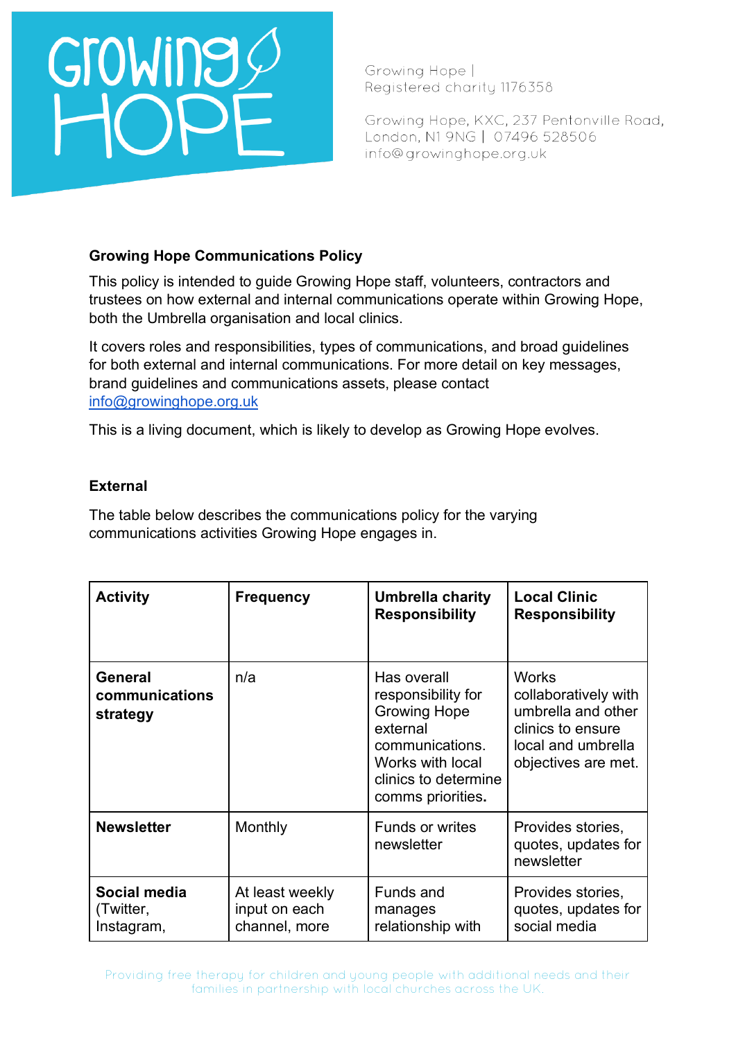Growing Hope | Registered charity 1176358

Growing Hope, KXC, 237 Pentonville Road, London, N1 9NG | 07496 528506 info@growinghope.org.uk

**Growing Hope Communications Policy**

This policy is intended to guide Growing Hope staff, volunteers, contractors and trustees on how external and internal communications operate within Growing Hope, both the Umbrella organisation and local clinics.

It covers roles and responsibilities, types of communications, and broad guidelines for both external and internal communications. For more detail on key messages, brand guidelines and communications assets, please contact [info@growinghope.org.uk](mailto:info@growinghope.org.uk)

This is a living document, which is likely to develop as Growing Hope evolves.

**External**

The table below describes the communications policy for the varying communications activities Growing Hope engages in.

| Activity | Frequency | Umbrella charity Responsibility | Local Clinic Responsibility |
|---|---|---|---|
| **General communications strategy** | n/a | Has overall responsibility for Growing Hope external communications. Works with local clinics to determine comms priorities. | Works collaboratively with umbrella and other clinics to ensure local and umbrella objectives are met. |
| **Newsletter** | Monthly | Funds or writes newsletter | Provides stories, quotes, updates for newsletter |
| **Social media** (Twitter, Instagram, | At least weekly input on each channel, more | Funds and manages relationship with | Provides stories, quotes, updates for social media |

Providing free therapy for children and young people with additional needs and their families in partnership with local churches across the UK.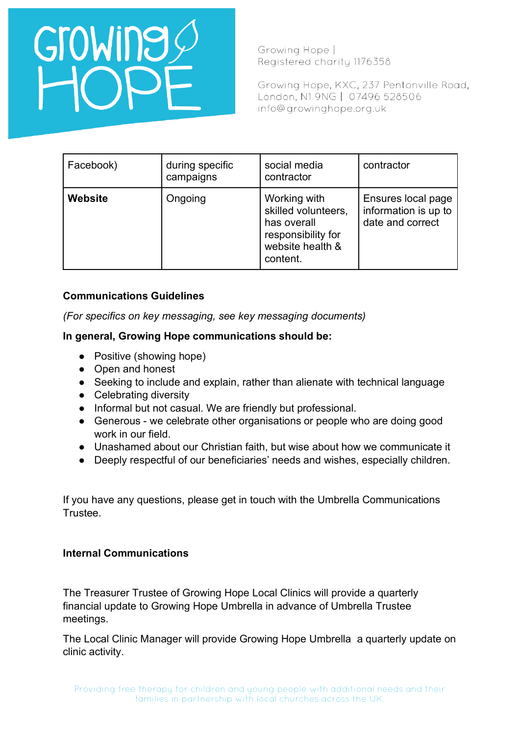| Facebook) | during specific campaigns | social media contractor | contractor |
|---|---|---|---|
| **Website** | Ongoing | Working with skilled volunteers, has overall responsibility for website health & content. | Ensures local page information is up to date and correct |

**Communications Guidelines**

*(For specifics on key messaging, see key messaging documents)*

**In general, Growing Hope communications should be:**

- Positive (showing hope)
- Open and honest
- Seeking to include and explain, rather than alienate with technical language
- Celebrating diversity
- Informal but not casual. We are friendly but professional.
- Generous - we celebrate other organisations or people who are doing good work in our field.
- Unashamed about our Christian faith, but wise about how we communicate it
- Deeply respectful of our beneficiaries' needs and wishes, especially children.

If you have any questions, please get in touch with the Umbrella Communications Trustee.

**Internal Communications**

The Treasurer Trustee of Growing Hope Local Clinics will provide a quarterly financial update to Growing Hope Umbrella in advance of Umbrella Trustee meetings.

The Local Clinic Manager will provide Growing Hope Umbrella a quarterly update on clinic activity.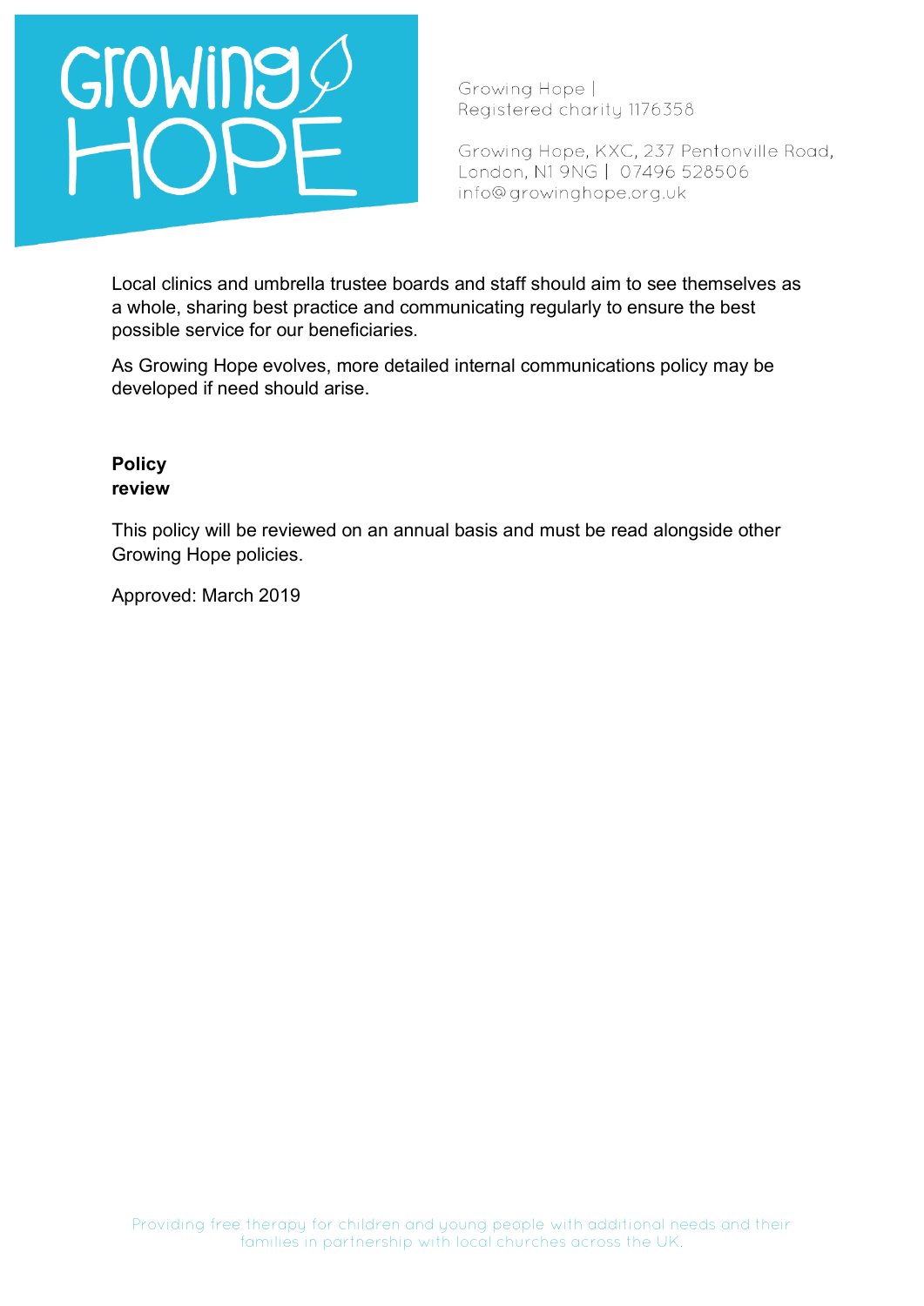Local clinics and umbrella trustee boards and staff should aim to see themselves as a whole, sharing best practice and communicating regularly to ensure the best possible service for our beneficiaries.

As Growing Hope evolves, more detailed internal communications policy may be developed if need should arise.

**Policy review**

This policy will be reviewed on an annual basis and must be read alongside other Growing Hope policies.

Approved: March 2019